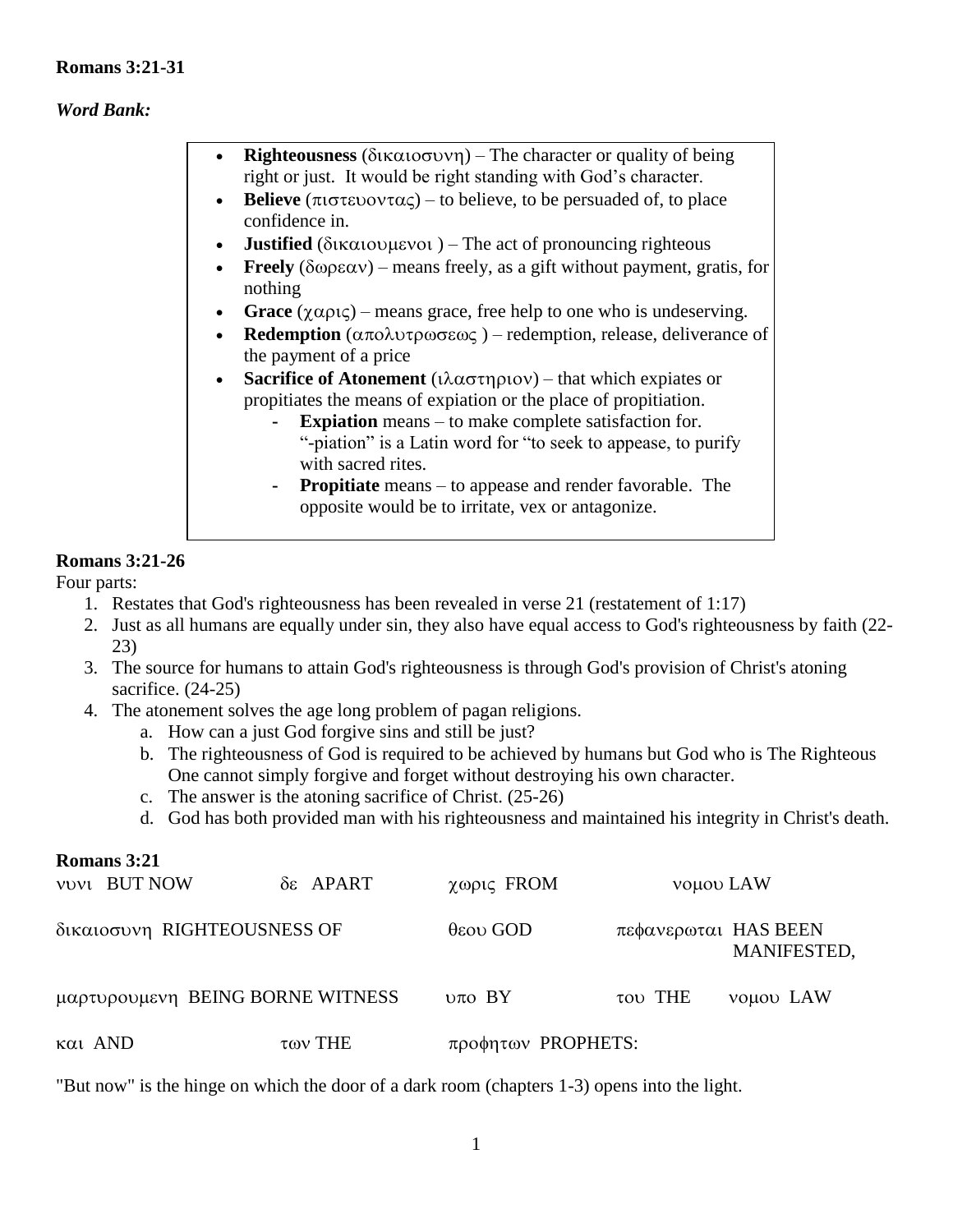**Romans 3:21-31**

***Word Bank:***

- **Righteousness** (δικαιοσυνη) – The character or quality of being right or just. It would be right standing with God's character.
- **Believe** (πιστευοντας) – to believe, to be persuaded of, to place confidence in.
- **Justified** (δικαιουμενοι ) – The act of pronouncing righteous
- **Freely** (δωρεαν) – means freely, as a gift without payment, gratis, for nothing
- **Grace** (χαρις) – means grace, free help to one who is undeserving.
- **Redemption** (απολυτρωσεως ) – redemption, release, deliverance of the payment of a price
- **Sacrifice of Atonement** (ιλαστηριον) – that which expiates or propitiates the means of expiation or the place of propitiation.
    - **Expiation** means – to make complete satisfaction for. "-piation" is a Latin word for "to seek to appease, to purify with sacred rites.
    - **Propitiate** means – to appease and render favorable. The opposite would be to irritate, vex or antagonize.

**Romans 3:21-26**

Four parts:

1. Restates that God's righteousness has been revealed in verse 21 (restatement of 1:17)
2. Just as all humans are equally under sin, they also have equal access to God's righteousness by faith (22-23)
3. The source for humans to attain God's righteousness is through God's provision of Christ's atoning sacrifice. (24-25)
4. The atonement solves the age long problem of pagan religions.
    a. How can a just God forgive sins and still be just?
    b. The righteousness of God is required to be achieved by humans but God who is The Righteous One cannot simply forgive and forget without destroying his own character.
    c. The answer is the atoning sacrifice of Christ. (25-26)
    d. God has both provided man with his righteousness and maintained his integrity in Christ's death.

**Romans 3:21**

νυνι BUT NOW δε APART χωρις FROM νομου LAW

δικαιοσυνη RIGHTEOUSNESS OF θεου GOD πεφανερωται HAS BEEN MANIFESTED,

μαρτυρουμενη BEING BORNE WITNESS υπο BY του THE νομου LAW

και AND των THE προφητων PROPHETS:

"But now" is the hinge on which the door of a dark room (chapters 1-3) opens into the light.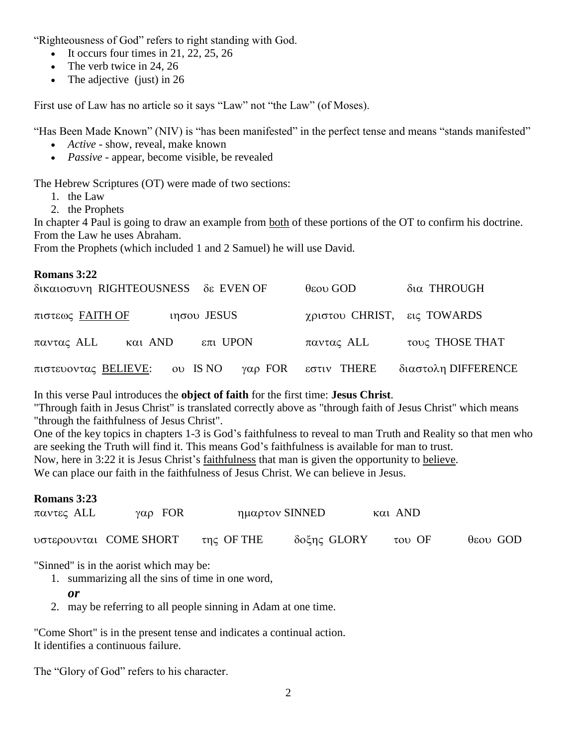"Righteousness of God" refers to right standing with God.

- It occurs four times in 21, 22, 25, 26
- The verb twice in 24, 26
- The adjective (just) in 26

First use of Law has no article so it says "Law" not "the Law" (of Moses).

"Has Been Made Known" (NIV) is "has been manifested" in the perfect tense and means "stands manifested"

- *Active* - show, reveal, make known
- *Passive* - appear, become visible, be revealed

The Hebrew Scriptures (OT) were made of two sections:

1. the Law
2. the Prophets

In chapter 4 Paul is going to draw an example from <u>both</u> of these portions of the OT to confirm his doctrine.
From the Law he uses Abraham.
From the Prophets (which included 1 and 2 Samuel) he will use David.

**Romans 3:22**

| | | | | |
|---|---|---|---|---|
| δικαιοσυνη RIGHTEOUSNESS | δε EVEN OF | | θεου GOD | δια THROUGH |
| πιστεως <u>FAITH OF</u> | ιησου JESUS | | χριστου CHRIST, | εις TOWARDS |
| παντας ALL &nbsp; και AND | επι UPON | | παντας ALL | τους THOSE THAT |
| πιστευοντας <u>BELIEVE</u>: | ου IS NO | γαρ FOR | εστιν THERE | διαστολη DIFFERENCE |

In this verse Paul introduces the **object of faith** for the first time: **Jesus Christ**.
"Through faith in Jesus Christ" is translated correctly above as "through faith of Jesus Christ" which means "through the faithfulness of Jesus Christ".
One of the key topics in chapters 1-3 is God's faithfulness to reveal to man Truth and Reality so that men who are seeking the Truth will find it. This means God's faithfulness is available for man to trust.
Now, here in 3:22 it is Jesus Christ's <u>faithfulness</u> that man is given the opportunity to <u>believe</u>.
We can place our faith in the faithfulness of Jesus Christ. We can believe in Jesus.

**Romans 3:23**

| | | | | | |
|---|---|---|---|---|---|
| παντες ALL | γαρ FOR | ημαρτον SINNED | | και AND | |
| υστερουνται COME SHORT | της OF THE | δοξης GLORY | | του OF | θεου GOD |

"Sinned" is in the aorist which may be:

1. summarizing all the sins of time in one word,

   ***or***

2. may be referring to all people sinning in Adam at one time.

"Come Short" is in the present tense and indicates a continual action.
It identifies a continuous failure.

The "Glory of God" refers to his character.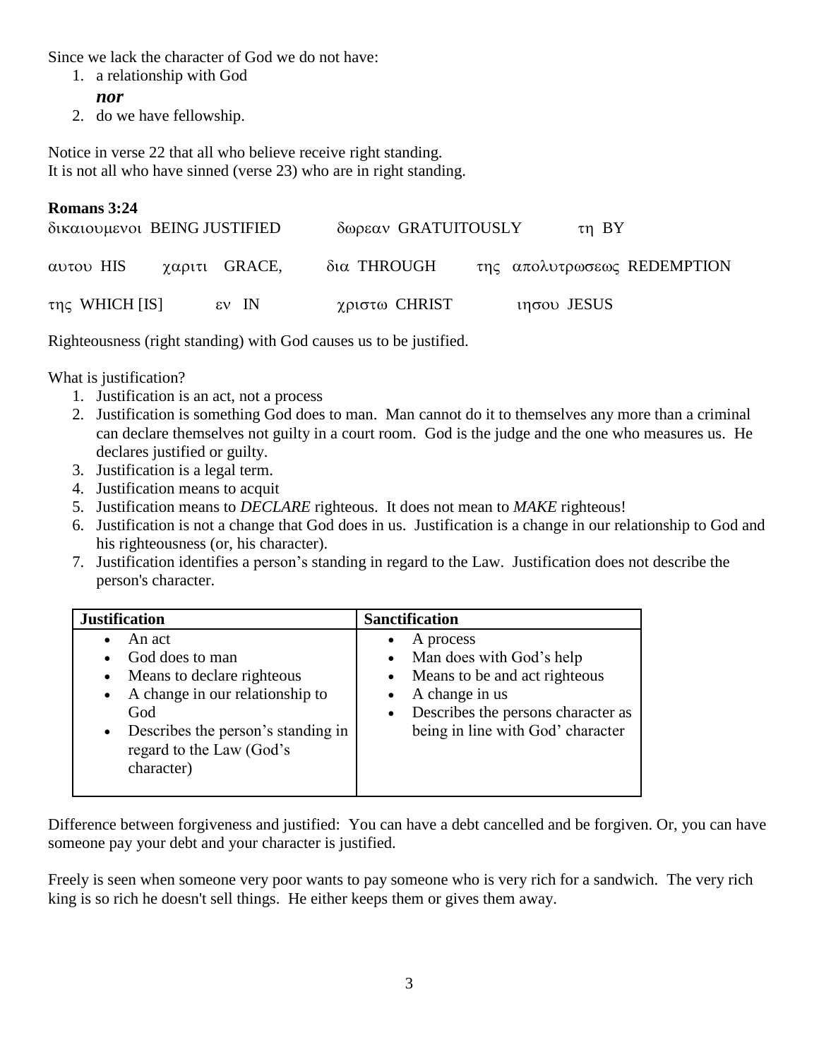Since we lack the character of God we do not have:

1. a relationship with God

   ***nor***

2. do we have fellowship.

Notice in verse 22 that all who believe receive right standing.
It is not all who have sinned (verse 23) who are in right standing.

**Romans 3:24**

δικαιουμενοι BEING JUSTIFIED   δωρεαν GRATUITOUSLY   τη BY

αυτου HIS   χαριτι GRACE,   δια THROUGH   της απολυτρωσεως REDEMPTION

της WHICH [IS]   εν IN   χριστω CHRIST   ιησου JESUS

Righteousness (right standing) with God causes us to be justified.

What is justification?

1. Justification is an act, not a process
2. Justification is something God does to man. Man cannot do it to themselves any more than a criminal can declare themselves not guilty in a court room. God is the judge and the one who measures us. He declares justified or guilty.
3. Justification is a legal term.
4. Justification means to acquit
5. Justification means to *DECLARE* righteous. It does not mean to *MAKE* righteous!
6. Justification is not a change that God does in us. Justification is a change in our relationship to God and his righteousness (or, his character).
7. Justification identifies a person's standing in regard to the Law. Justification does not describe the person's character.

| Justification | Sanctification |
|---|---|
| • An act<br>• God does to man<br>• Means to declare righteous<br>• A change in our relationship to God<br>• Describes the person's standing in regard to the Law (God's character) | • A process<br>• Man does with God's help<br>• Means to be and act righteous<br>• A change in us<br>• Describes the persons character as being in line with God' character |

Difference between forgiveness and justified: You can have a debt cancelled and be forgiven. Or, you can have someone pay your debt and your character is justified.

Freely is seen when someone very poor wants to pay someone who is very rich for a sandwich. The very rich king is so rich he doesn't sell things. He either keeps them or gives them away.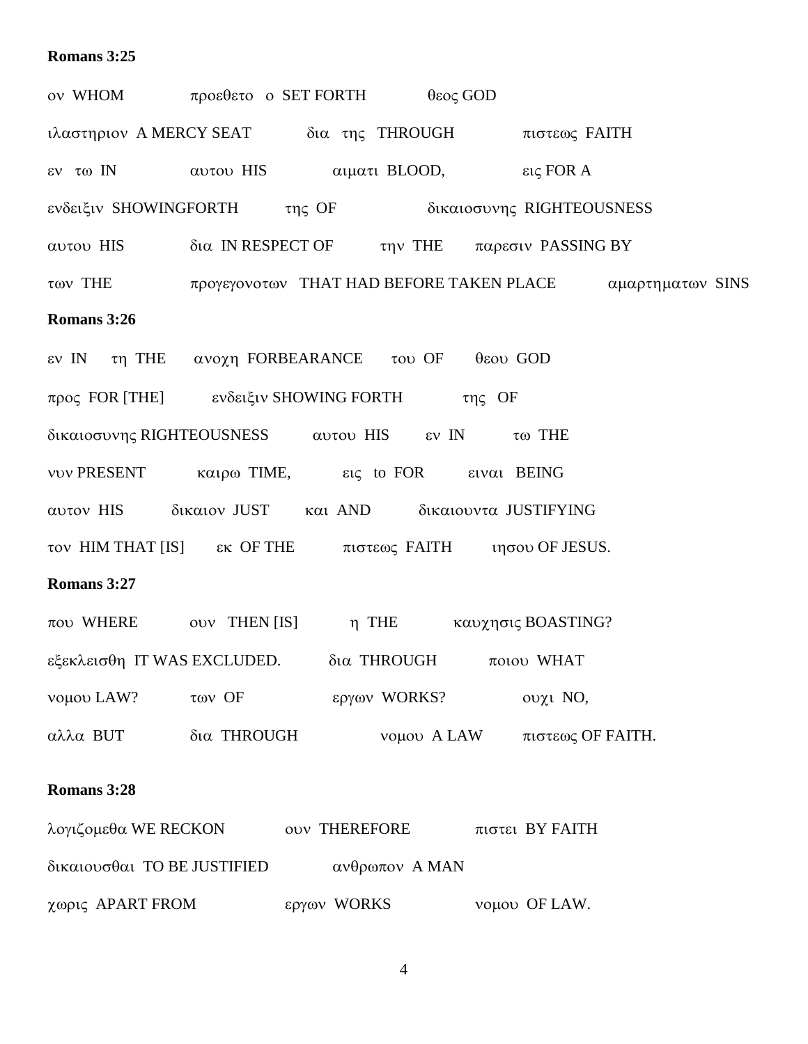**Romans 3:25**

ον WHOM προεθετο ο SET FORTH θεος GOD

ιλαστηριον A MERCY SEAT δια της THROUGH πιστεως FAITH

εν τω IN αυτου HIS αιματι BLOOD, εις FOR A

ενδειξιν SHOWINGFORTH της OF δικαιοσυνης RIGHTEOUSNESS

αυτου HIS δια IN RESPECT OF την THE παρεσιν PASSING BY

των THE προγεγονοτων THAT HAD BEFORE TAKEN PLACE αμαρτηματων SINS

**Romans 3:26**

εν IN τη THE ανοχη FORBEARANCE του OF θεου GOD

προς FOR [THE] ενδειξιν SHOWING FORTH της OF

δικαιοσυνης RIGHTEOUSNESS αυτου HIS εν IN τω THE

νυν PRESENT καιρω TIME, εις to FOR ειναι BEING

αυτον HIS δικαιον JUST και AND δικαιουντα JUSTIFYING

τον HIM THAT [IS] εκ OF THE πιστεως FAITH ιησου OF JESUS.

**Romans 3:27**

που WHERE ουν THEN [IS] η THE καυχησις BOASTING?

εξεκλεισθη IT WAS EXCLUDED. δια THROUGH ποιου WHAT

νομου LAW? των OF εργων WORKS? ουχι NO,

αλλα BUT δια THROUGH νομου A LAW πιστεως OF FAITH.

**Romans 3:28**

λογιζομεθα WE RECKON ουν THEREFORE πιστει BY FAITH

δικαιουσθαι TO BE JUSTIFIED ανθρωπον A MAN

χωρις APART FROM εργων WORKS νομου OF LAW.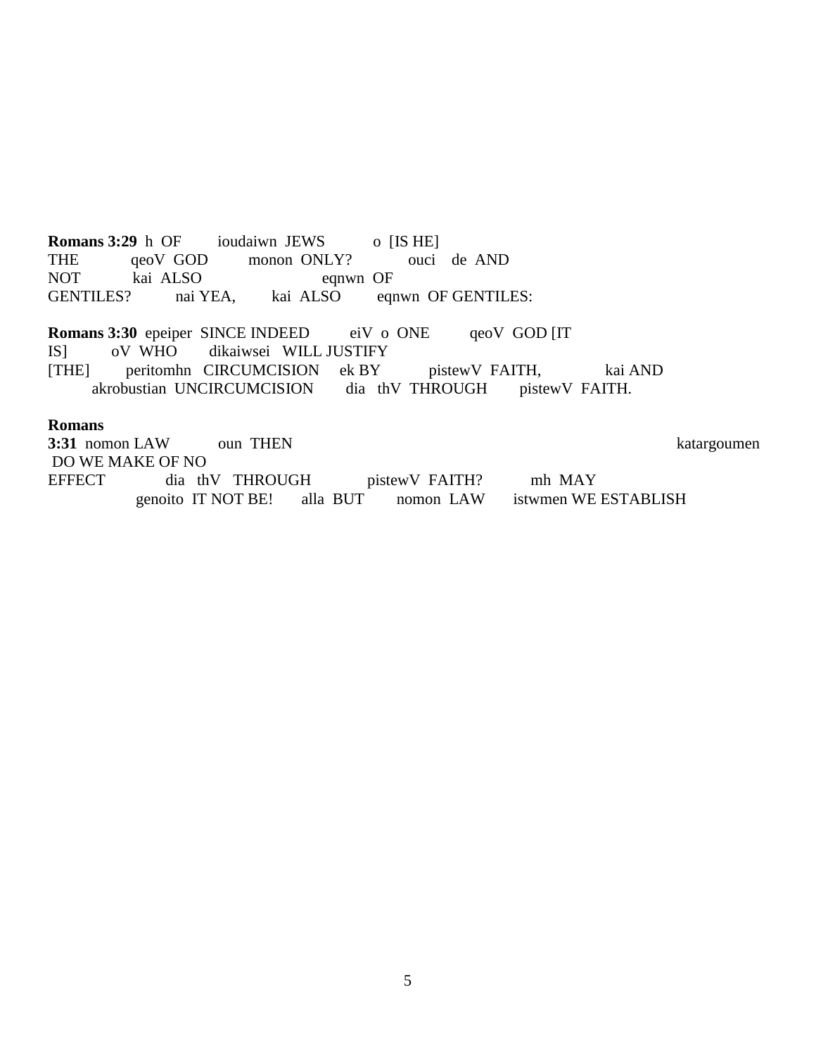**Romans 3:29** h OF ioudaiwn JEWS o [IS HE] THE qeoV GOD monon ONLY? ouci de AND NOT kai ALSO eqnwn OF GENTILES? nai YEA, kai ALSO eqnwn OF GENTILES:

**Romans 3:30** epeiper SINCE INDEED eiV o ONE qeoV GOD [IT IS] oV WHO dikaiwsei WILL JUSTIFY [THE] peritomhn CIRCUMCISION ek BY pistewV FAITH, kai AND akrobustian UNCIRCUMCISION dia thV THROUGH pistewV FAITH.

**Romans 3:31** nomon LAW oun THEN katargoumen DO WE MAKE OF NO EFFECT dia thV THROUGH pistewV FAITH? mh MAY genoito IT NOT BE! alla BUT nomon LAW istwmen WE ESTABLISH